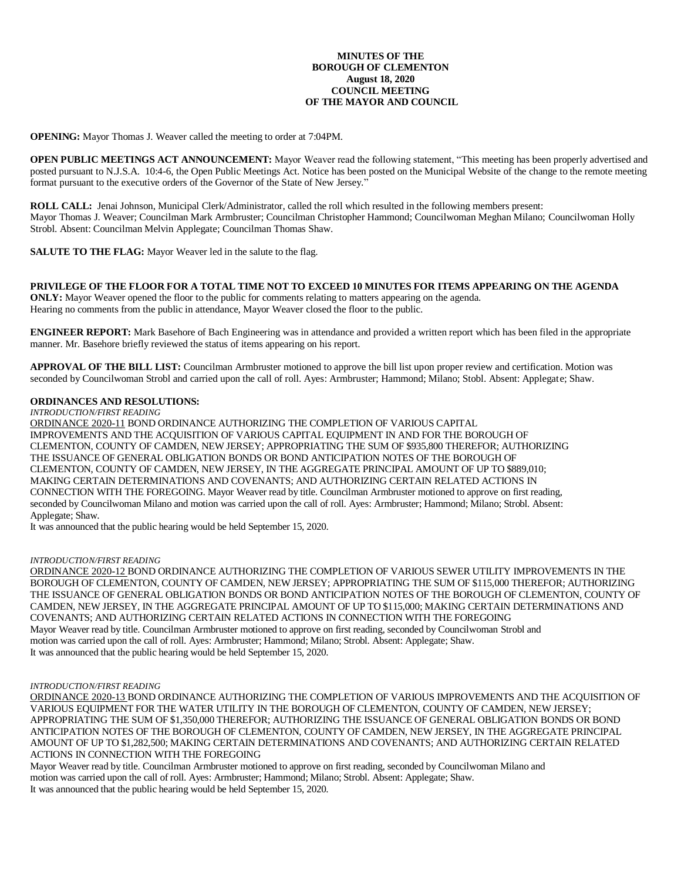**MINUTES OF THE**
**BOROUGH OF CLEMENTON**
**August 18, 2020**
**COUNCIL MEETING**
**OF THE MAYOR AND COUNCIL**

**OPENING:** Mayor Thomas J. Weaver called the meeting to order at 7:04PM.

**OPEN PUBLIC MEETINGS ACT ANNOUNCEMENT:** Mayor Weaver read the following statement, "This meeting has been properly advertised and posted pursuant to N.J.S.A. 10:4-6, the Open Public Meetings Act. Notice has been posted on the Municipal Website of the change to the remote meeting format pursuant to the executive orders of the Governor of the State of New Jersey."

**ROLL CALL:** Jenai Johnson, Municipal Clerk/Administrator, called the roll which resulted in the following members present: Mayor Thomas J. Weaver; Councilman Mark Armbruster; Councilman Christopher Hammond; Councilwoman Meghan Milano; Councilwoman Holly Strobl. Absent: Councilman Melvin Applegate; Councilman Thomas Shaw.

**SALUTE TO THE FLAG:** Mayor Weaver led in the salute to the flag.

**PRIVILEGE OF THE FLOOR FOR A TOTAL TIME NOT TO EXCEED 10 MINUTES FOR ITEMS APPEARING ON THE AGENDA ONLY:** Mayor Weaver opened the floor to the public for comments relating to matters appearing on the agenda. Hearing no comments from the public in attendance, Mayor Weaver closed the floor to the public.

**ENGINEER REPORT:** Mark Basehore of Bach Engineering was in attendance and provided a written report which has been filed in the appropriate manner. Mr. Basehore briefly reviewed the status of items appearing on his report.

**APPROVAL OF THE BILL LIST:** Councilman Armbruster motioned to approve the bill list upon proper review and certification. Motion was seconded by Councilwoman Strobl and carried upon the call of roll. Ayes: Armbruster; Hammond; Milano; Stobl. Absent: Applegate; Shaw.

**ORDINANCES AND RESOLUTIONS:**

*INTRODUCTION/FIRST READING*

ORDINANCE 2020-11 BOND ORDINANCE AUTHORIZING THE COMPLETION OF VARIOUS CAPITAL IMPROVEMENTS AND THE ACQUISITION OF VARIOUS CAPITAL EQUIPMENT IN AND FOR THE BOROUGH OF CLEMENTON, COUNTY OF CAMDEN, NEW JERSEY; APPROPRIATING THE SUM OF $935,800 THEREFOR; AUTHORIZING THE ISSUANCE OF GENERAL OBLIGATION BONDS OR BOND ANTICIPATION NOTES OF THE BOROUGH OF CLEMENTON, COUNTY OF CAMDEN, NEW JERSEY, IN THE AGGREGATE PRINCIPAL AMOUNT OF UP TO $889,010; MAKING CERTAIN DETERMINATIONS AND COVENANTS; AND AUTHORIZING CERTAIN RELATED ACTIONS IN CONNECTION WITH THE FOREGOING. Mayor Weaver read by title. Councilman Armbruster motioned to approve on first reading, seconded by Councilwoman Milano and motion was carried upon the call of roll. Ayes: Armbruster; Hammond; Milano; Strobl. Absent: Applegate; Shaw.

It was announced that the public hearing would be held September 15, 2020.

*INTRODUCTION/FIRST READING*

ORDINANCE 2020-12 BOND ORDINANCE AUTHORIZING THE COMPLETION OF VARIOUS SEWER UTILITY IMPROVEMENTS IN THE BOROUGH OF CLEMENTON, COUNTY OF CAMDEN, NEW JERSEY; APPROPRIATING THE SUM OF $115,000 THEREFOR; AUTHORIZING THE ISSUANCE OF GENERAL OBLIGATION BONDS OR BOND ANTICIPATION NOTES OF THE BOROUGH OF CLEMENTON, COUNTY OF CAMDEN, NEW JERSEY, IN THE AGGREGATE PRINCIPAL AMOUNT OF UP TO $115,000; MAKING CERTAIN DETERMINATIONS AND COVENANTS; AND AUTHORIZING CERTAIN RELATED ACTIONS IN CONNECTION WITH THE FOREGOING

Mayor Weaver read by title. Councilman Armbruster motioned to approve on first reading, seconded by Councilwoman Strobl and motion was carried upon the call of roll. Ayes: Armbruster; Hammond; Milano; Strobl. Absent: Applegate; Shaw.

It was announced that the public hearing would be held September 15, 2020.

*INTRODUCTION/FIRST READING*

ORDINANCE 2020-13 BOND ORDINANCE AUTHORIZING THE COMPLETION OF VARIOUS IMPROVEMENTS AND THE ACQUISITION OF VARIOUS EQUIPMENT FOR THE WATER UTILITY IN THE BOROUGH OF CLEMENTON, COUNTY OF CAMDEN, NEW JERSEY; APPROPRIATING THE SUM OF $1,350,000 THEREFOR; AUTHORIZING THE ISSUANCE OF GENERAL OBLIGATION BONDS OR BOND ANTICIPATION NOTES OF THE BOROUGH OF CLEMENTON, COUNTY OF CAMDEN, NEW JERSEY, IN THE AGGREGATE PRINCIPAL AMOUNT OF UP TO $1,282,500; MAKING CERTAIN DETERMINATIONS AND COVENANTS; AND AUTHORIZING CERTAIN RELATED ACTIONS IN CONNECTION WITH THE FOREGOING

Mayor Weaver read by title. Councilman Armbruster motioned to approve on first reading, seconded by Councilwoman Milano and motion was carried upon the call of roll. Ayes: Armbruster; Hammond; Milano; Strobl. Absent: Applegate; Shaw.

It was announced that the public hearing would be held September 15, 2020.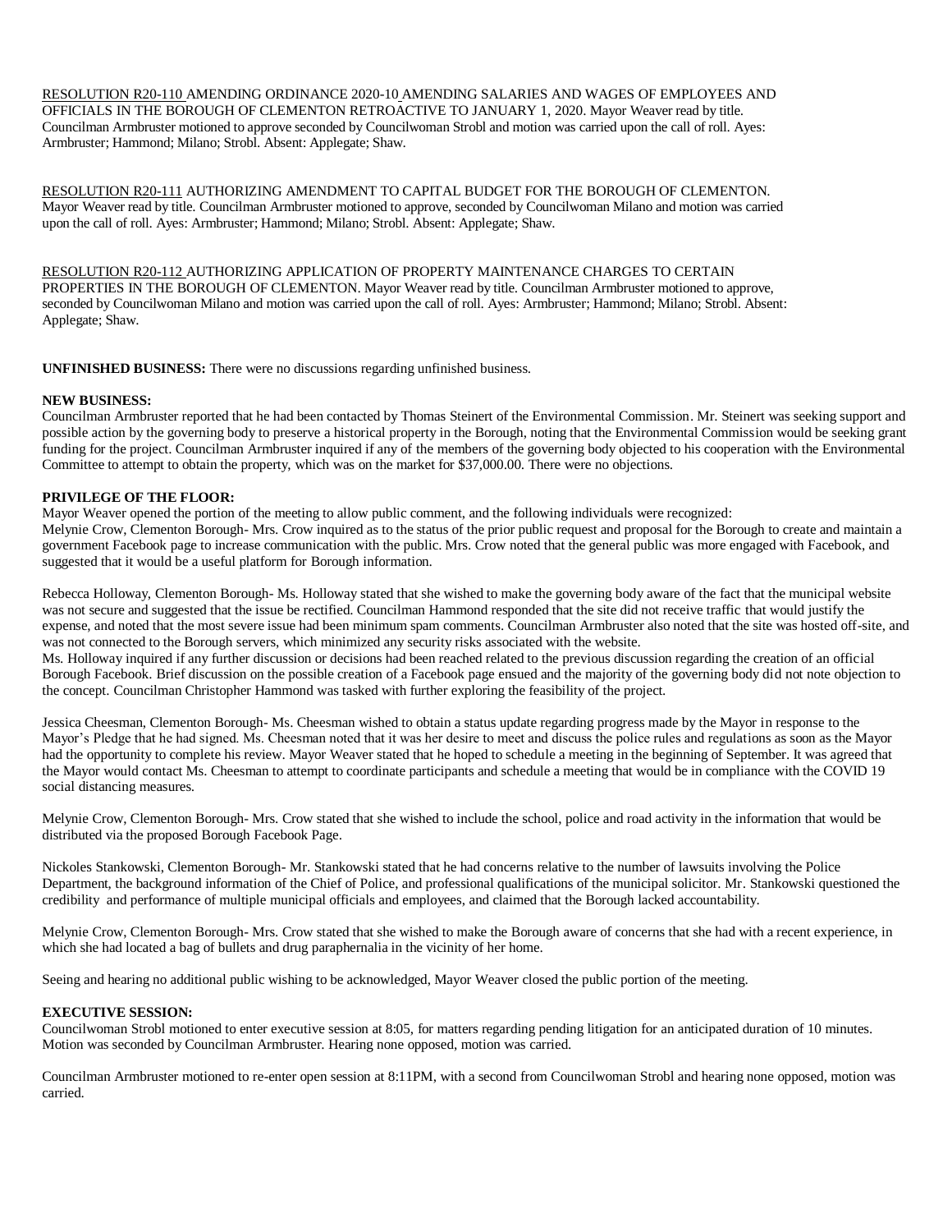RESOLUTION R20-110 AMENDING ORDINANCE 2020-10 AMENDING SALARIES AND WAGES OF EMPLOYEES AND OFFICIALS IN THE BOROUGH OF CLEMENTON RETROACTIVE TO JANUARY 1, 2020. Mayor Weaver read by title. Councilman Armbruster motioned to approve seconded by Councilwoman Strobl and motion was carried upon the call of roll. Ayes: Armbruster; Hammond; Milano; Strobl. Absent: Applegate; Shaw.

RESOLUTION R20-111 AUTHORIZING AMENDMENT TO CAPITAL BUDGET FOR THE BOROUGH OF CLEMENTON. Mayor Weaver read by title. Councilman Armbruster motioned to approve, seconded by Councilwoman Milano and motion was carried upon the call of roll. Ayes: Armbruster; Hammond; Milano; Strobl. Absent: Applegate; Shaw.

RESOLUTION R20-112 AUTHORIZING APPLICATION OF PROPERTY MAINTENANCE CHARGES TO CERTAIN PROPERTIES IN THE BOROUGH OF CLEMENTON. Mayor Weaver read by title. Councilman Armbruster motioned to approve, seconded by Councilwoman Milano and motion was carried upon the call of roll. Ayes: Armbruster; Hammond; Milano; Strobl. Absent: Applegate; Shaw.

**UNFINISHED BUSINESS:** There were no discussions regarding unfinished business.

**NEW BUSINESS:**
Councilman Armbruster reported that he had been contacted by Thomas Steinert of the Environmental Commission. Mr. Steinert was seeking support and possible action by the governing body to preserve a historical property in the Borough, noting that the Environmental Commission would be seeking grant funding for the project. Councilman Armbruster inquired if any of the members of the governing body objected to his cooperation with the Environmental Committee to attempt to obtain the property, which was on the market for $37,000.00. There were no objections.

**PRIVILEGE OF THE FLOOR:**
Mayor Weaver opened the portion of the meeting to allow public comment, and the following individuals were recognized:
Melynie Crow, Clementon Borough- Mrs. Crow inquired as to the status of the prior public request and proposal for the Borough to create and maintain a government Facebook page to increase communication with the public. Mrs. Crow noted that the general public was more engaged with Facebook, and suggested that it would be a useful platform for Borough information.

Rebecca Holloway, Clementon Borough- Ms. Holloway stated that she wished to make the governing body aware of the fact that the municipal website was not secure and suggested that the issue be rectified. Councilman Hammond responded that the site did not receive traffic that would justify the expense, and noted that the most severe issue had been minimum spam comments. Councilman Armbruster also noted that the site was hosted off-site, and was not connected to the Borough servers, which minimized any security risks associated with the website.
Ms. Holloway inquired if any further discussion or decisions had been reached related to the previous discussion regarding the creation of an official Borough Facebook. Brief discussion on the possible creation of a Facebook page ensued and the majority of the governing body did not note objection to the concept. Councilman Christopher Hammond was tasked with further exploring the feasibility of the project.

Jessica Cheesman, Clementon Borough- Ms. Cheesman wished to obtain a status update regarding progress made by the Mayor in response to the Mayor's Pledge that he had signed. Ms. Cheesman noted that it was her desire to meet and discuss the police rules and regulations as soon as the Mayor had the opportunity to complete his review. Mayor Weaver stated that he hoped to schedule a meeting in the beginning of September. It was agreed that the Mayor would contact Ms. Cheesman to attempt to coordinate participants and schedule a meeting that would be in compliance with the COVID 19 social distancing measures.

Melynie Crow, Clementon Borough- Mrs. Crow stated that she wished to include the school, police and road activity in the information that would be distributed via the proposed Borough Facebook Page.

Nickoles Stankowski, Clementon Borough- Mr. Stankowski stated that he had concerns relative to the number of lawsuits involving the Police Department, the background information of the Chief of Police, and professional qualifications of the municipal solicitor. Mr. Stankowski questioned the credibility and performance of multiple municipal officials and employees, and claimed that the Borough lacked accountability.

Melynie Crow, Clementon Borough- Mrs. Crow stated that she wished to make the Borough aware of concerns that she had with a recent experience, in which she had located a bag of bullets and drug paraphernalia in the vicinity of her home.

Seeing and hearing no additional public wishing to be acknowledged, Mayor Weaver closed the public portion of the meeting.

**EXECUTIVE SESSION:**
Councilwoman Strobl motioned to enter executive session at 8:05, for matters regarding pending litigation for an anticipated duration of 10 minutes. Motion was seconded by Councilman Armbruster. Hearing none opposed, motion was carried.

Councilman Armbruster motioned to re-enter open session at 8:11PM, with a second from Councilwoman Strobl and hearing none opposed, motion was carried.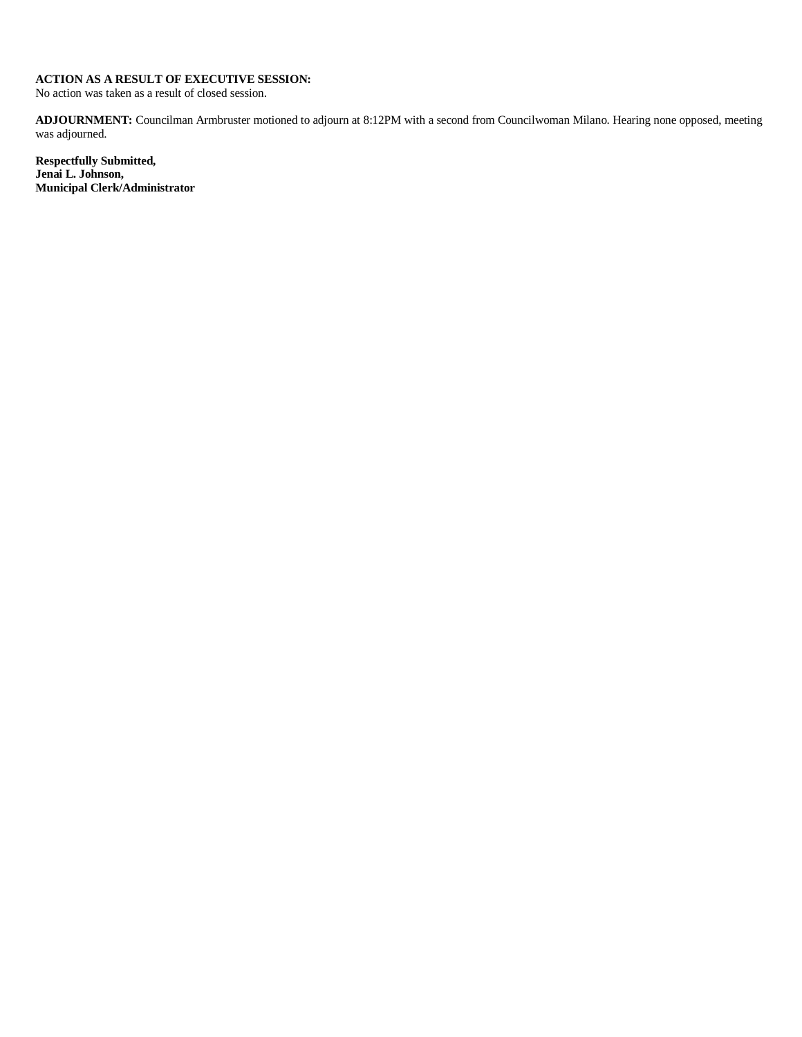**ACTION AS A RESULT OF EXECUTIVE SESSION:**
No action was taken as a result of closed session.

**ADJOURNMENT:** Councilman Armbruster motioned to adjourn at 8:12PM with a second from Councilwoman Milano. Hearing none opposed, meeting was adjourned.

**Respectfully Submitted,**
**Jenai L. Johnson,**
**Municipal Clerk/Administrator**